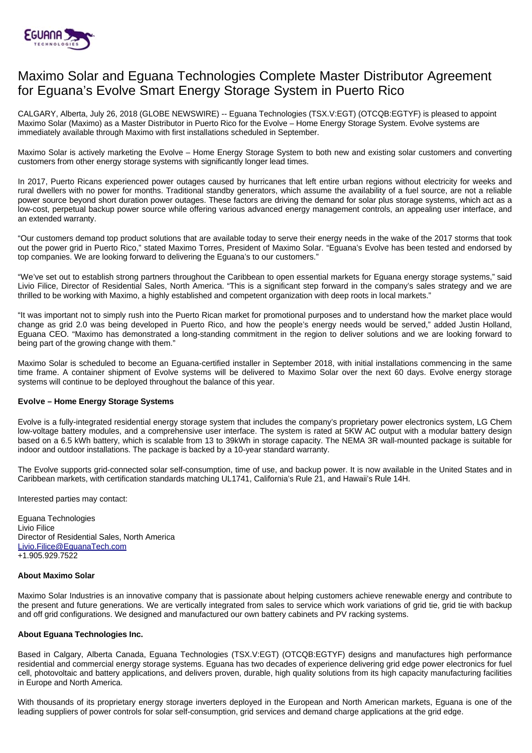# Maximo Solar and Eguana Technologies Complete Master Distributor Agreement for Eguana's Evolve Smart Energy Storage System in Puerto Rico

CALGARY, Alberta, July 26, 2018 (GLOBE NEWSWIRE) -- Eguana Technologies (TSX.V:EGT) (OTCQB:EGTYF) is pleased to appoint Maximo Solar (Maximo) as a Master Distributor in Puerto Rico for the Evolve – Home Energy Storage System. Evolve systems are immediately available through Maximo with first installations scheduled in September.

Maximo Solar is actively marketing the Evolve – Home Energy Storage System to both new and existing solar customers and converting customers from other energy storage systems with significantly longer lead times.

In 2017, Puerto Ricans experienced power outages caused by hurricanes that left entire urban regions without electricity for weeks and rural dwellers with no power for months. Traditional standby generators, which assume the availability of a fuel source, are not a reliable power source beyond short duration power outages. These factors are driving the demand for solar plus storage systems, which act as a low-cost, perpetual backup power source while offering various advanced energy management controls, an appealing user interface, and an extended warranty.

"Our customers demand top product solutions that are available today to serve their energy needs in the wake of the 2017 storms that took out the power grid in Puerto Rico," stated Maximo Torres, President of Maximo Solar. "Eguana's Evolve has been tested and endorsed by top companies. We are looking forward to delivering the Eguana's to our customers."

"We've set out to establish strong partners throughout the Caribbean to open essential markets for Eguana energy storage systems," said Livio Filice, Director of Residential Sales, North America. "This is a significant step forward in the company's sales strategy and we are thrilled to be working with Maximo, a highly established and competent organization with deep roots in local markets."

"It was important not to simply rush into the Puerto Rican market for promotional purposes and to understand how the market place would change as grid 2.0 was being developed in Puerto Rico, and how the people's energy needs would be served," added Justin Holland, Eguana CEO. "Maximo has demonstrated a long-standing commitment in the region to deliver solutions and we are looking forward to being part of the growing change with them."

Maximo Solar is scheduled to become an Eguana-certified installer in September 2018, with initial installations commencing in the same time frame. A container shipment of Evolve systems will be delivered to Maximo Solar over the next 60 days. Evolve energy storage systems will continue to be deployed throughout the balance of this year.

**Evolve – Home Energy Storage Systems**

Evolve is a fully-integrated residential energy storage system that includes the company's proprietary power electronics system, LG Chem low-voltage battery modules, and a comprehensive user interface. The system is rated at 5KW AC output with a modular battery design based on a 6.5 kWh battery, which is scalable from 13 to 39kWh in storage capacity. The NEMA 3R wall-mounted package is suitable for indoor and outdoor installations. The package is backed by a 10-year standard warranty.

The Evolve supports grid-connected solar self-consumption, time of use, and backup power. It is now available in the United States and in Caribbean markets, with certification standards matching UL1741, California's Rule 21, and Hawaii's Rule 14H.

Interested parties may contact:

Eguana Technologies
Livio Filice
Director of Residential Sales, North America
Livio.Filice@EguanaTech.com
+1.905.929.7522

**About Maximo Solar**

Maximo Solar Industries is an innovative company that is passionate about helping customers achieve renewable energy and contribute to the present and future generations. We are vertically integrated from sales to service which work variations of grid tie, grid tie with backup and off grid configurations. We designed and manufactured our own battery cabinets and PV racking systems.

**About Eguana Technologies Inc.**

Based in Calgary, Alberta Canada, Eguana Technologies (TSX.V:EGT) (OTCQB:EGTYF) designs and manufactures high performance residential and commercial energy storage systems. Eguana has two decades of experience delivering grid edge power electronics for fuel cell, photovoltaic and battery applications, and delivers proven, durable, high quality solutions from its high capacity manufacturing facilities in Europe and North America.

With thousands of its proprietary energy storage inverters deployed in the European and North American markets, Eguana is one of the leading suppliers of power controls for solar self-consumption, grid services and demand charge applications at the grid edge.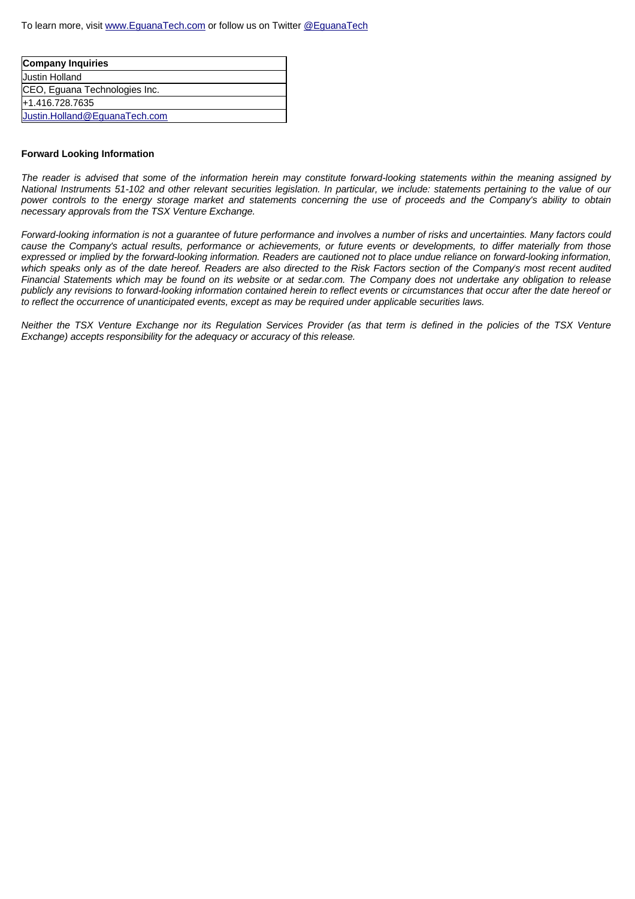To learn more, visit www.EguanaTech.com or follow us on Twitter @EguanaTech

| Company Inquiries |
|---|
| Justin Holland |
| CEO, Eguana Technologies Inc. |
| +1.416.728.7635 |
| Justin.Holland@EguanaTech.com |

**Forward Looking Information**

*The reader is advised that some of the information herein may constitute forward-looking statements within the meaning assigned by National Instruments 51-102 and other relevant securities legislation. In particular, we include: statements pertaining to the value of our power controls to the energy storage market and statements concerning the use of proceeds and the Company's ability to obtain necessary approvals from the TSX Venture Exchange.*

*Forward-looking information is not a guarantee of future performance and involves a number of risks and uncertainties. Many factors could cause the Company's actual results, performance or achievements, or future events or developments, to differ materially from those expressed or implied by the forward-looking information. Readers are cautioned not to place undue reliance on forward-looking information, which speaks only as of the date hereof. Readers are also directed to the Risk Factors section of the Company's most recent audited Financial Statements which may be found on its website or at sedar.com. The Company does not undertake any obligation to release publicly any revisions to forward-looking information contained herein to reflect events or circumstances that occur after the date hereof or to reflect the occurrence of unanticipated events, except as may be required under applicable securities laws.*

*Neither the TSX Venture Exchange nor its Regulation Services Provider (as that term is defined in the policies of the TSX Venture Exchange) accepts responsibility for the adequacy or accuracy of this release.*